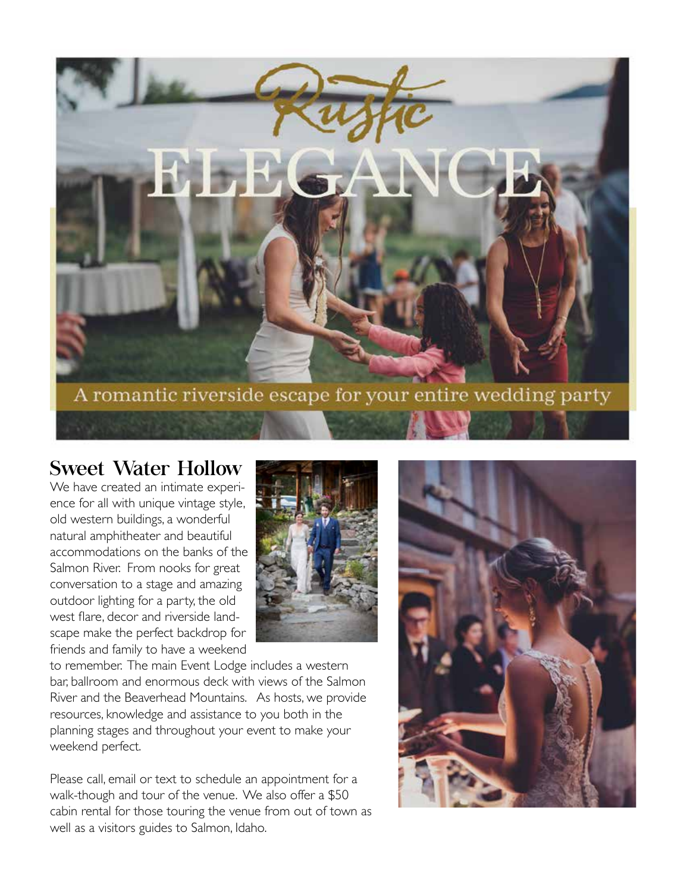# Rustic ELEGANCE

A romantic riverside escape for your entire wedding party

## Sweet Water Hollow

We have created an intimate experience for all with unique vintage style, old western buildings, a wonderful natural amphitheater and beautiful accommodations on the banks of the Salmon River. From nooks for great conversation to a stage and amazing outdoor lighting for a party, the old west flare, decor and riverside landscape make the perfect backdrop for friends and family to have a weekend to remember. The main Event Lodge includes a western bar, ballroom and enormous deck with views of the Salmon River and the Beaverhead Mountains. As hosts, we provide resources, knowledge and assistance to you both in the planning stages and throughout your event to make your weekend perfect.

Please call, email or text to schedule an appointment for a walk-though and tour of the venue. We also offer a $50 cabin rental for those touring the venue from out of town as well as a visitors guides to Salmon, Idaho.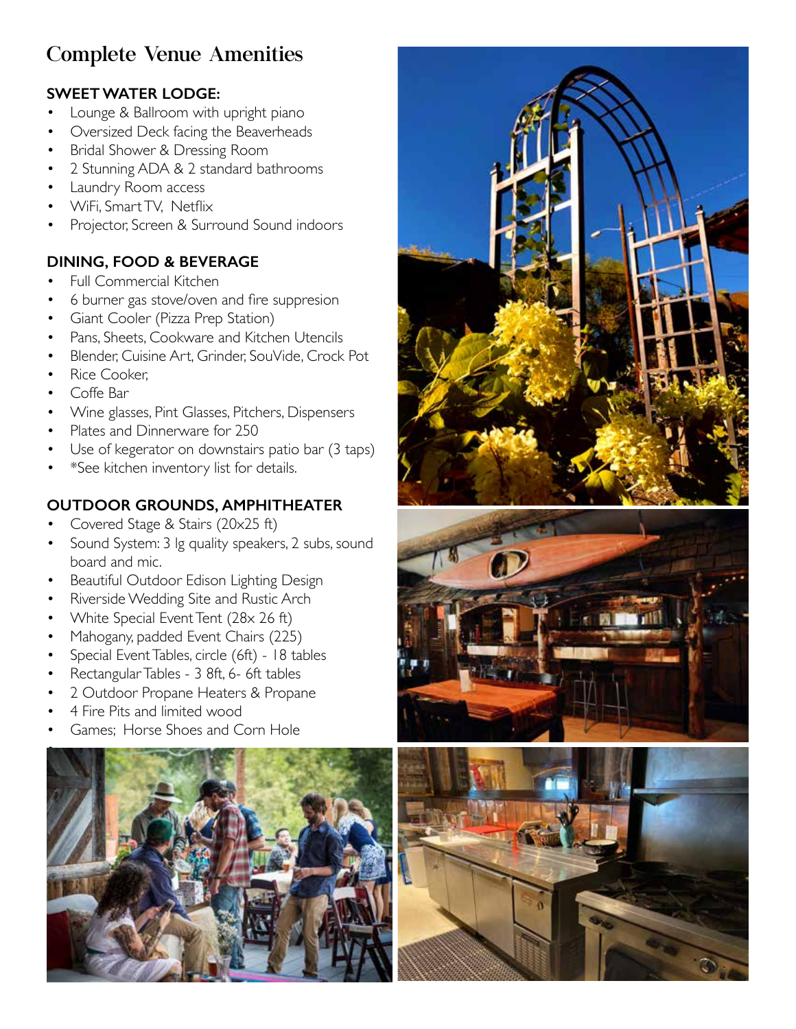# Complete Venue Amenities

### SWEET WATER LODGE:

- Lounge & Ballroom with upright piano
- Oversized Deck facing the Beaverheads
- Bridal Shower & Dressing Room
- 2 Stunning ADA & 2 standard bathrooms
- Laundry Room access
- WiFi, Smart TV, Netflix
- Projector, Screen & Surround Sound indoors

### DINING, FOOD & BEVERAGE

- Full Commercial Kitchen
- 6 burner gas stove/oven and fire suppresion
- Giant Cooler (Pizza Prep Station)
- Pans, Sheets, Cookware and Kitchen Utencils
- Blender, Cuisine Art, Grinder, SouVide, Crock Pot
- Rice Cooker,
- Coffe Bar
- Wine glasses, Pint Glasses, Pitchers, Dispensers
- Plates and Dinnerware for 250
- Use of kegerator on downstairs patio bar (3 taps)
- *See kitchen inventory list for details.

### OUTDOOR GROUNDS, AMPHITHEATER

- Covered Stage & Stairs (20x25 ft)
- Sound System: 3 lg quality speakers, 2 subs, sound board and mic.
- Beautiful Outdoor Edison Lighting Design
- Riverside Wedding Site and Rustic Arch
- White Special Event Tent (28x 26 ft)
- Mahogany, padded Event Chairs (225)
- Special Event Tables, circle (6ft) - 18 tables
- Rectangular Tables - 3 8ft, 6- 6ft tables
- 2 Outdoor Propane Heaters & Propane
- 4 Fire Pits and limited wood
- Games; Horse Shoes and Corn Hole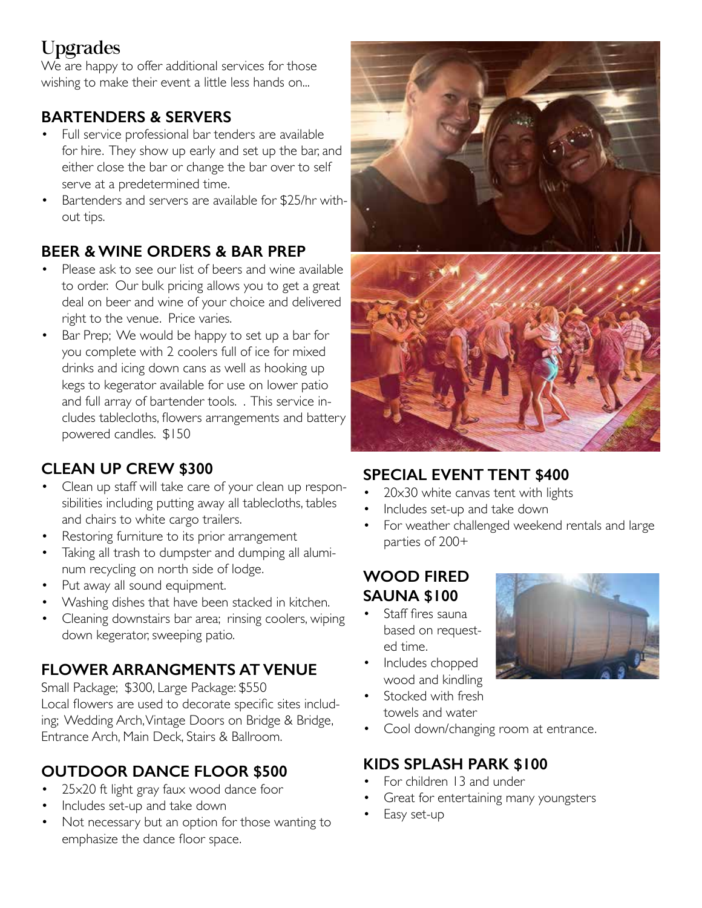# Upgrades

We are happy to offer additional services for those wishing to make their event a little less hands on...

## BARTENDERS & SERVERS

- Full service professional bar tenders are available for hire. They show up early and set up the bar, and either close the bar or change the bar over to self serve at a predetermined time.
- Bartenders and servers are available for $25/hr without tips.

## BEER & WINE ORDERS & BAR PREP

- Please ask to see our list of beers and wine available to order. Our bulk pricing allows you to get a great deal on beer and wine of your choice and delivered right to the venue. Price varies.
- Bar Prep; We would be happy to set up a bar for you complete with 2 coolers full of ice for mixed drinks and icing down cans as well as hooking up kegs to kegerator available for use on lower patio and full array of bartender tools. . This service includes tablecloths, flowers arrangements and battery powered candles. $150

## CLEAN UP CREW $300

- Clean up staff will take care of your clean up responsibilities including putting away all tablecloths, tables and chairs to white cargo trailers.
- Restoring furniture to its prior arrangement
- Taking all trash to dumpster and dumping all aluminum recycling on north side of lodge.
- Put away all sound equipment.
- Washing dishes that have been stacked in kitchen.
- Cleaning downstairs bar area; rinsing coolers, wiping down kegerator, sweeping patio.

## FLOWER ARRANGMENTS AT VENUE

Small Package; $300, Large Package: $550
Local flowers are used to decorate specific sites including; Wedding Arch, Vintage Doors on Bridge & Bridge, Entrance Arch, Main Deck, Stairs & Ballroom.

## OUTDOOR DANCE FLOOR $500

- 25x20 ft light gray faux wood dance foor
- Includes set-up and take down
- Not necessary but an option for those wanting to emphasize the dance floor space.

## SPECIAL EVENT TENT $400

- 20x30 white canvas tent with lights
- Includes set-up and take down
- For weather challenged weekend rentals and large parties of 200+

## WOOD FIRED SAUNA $100

- Staff fires sauna based on requested time.
- Includes chopped wood and kindling
- Stocked with fresh towels and water
- Cool down/changing room at entrance.

## KIDS SPLASH PARK $100

- For children 13 and under
- Great for entertaining many youngsters
- Easy set-up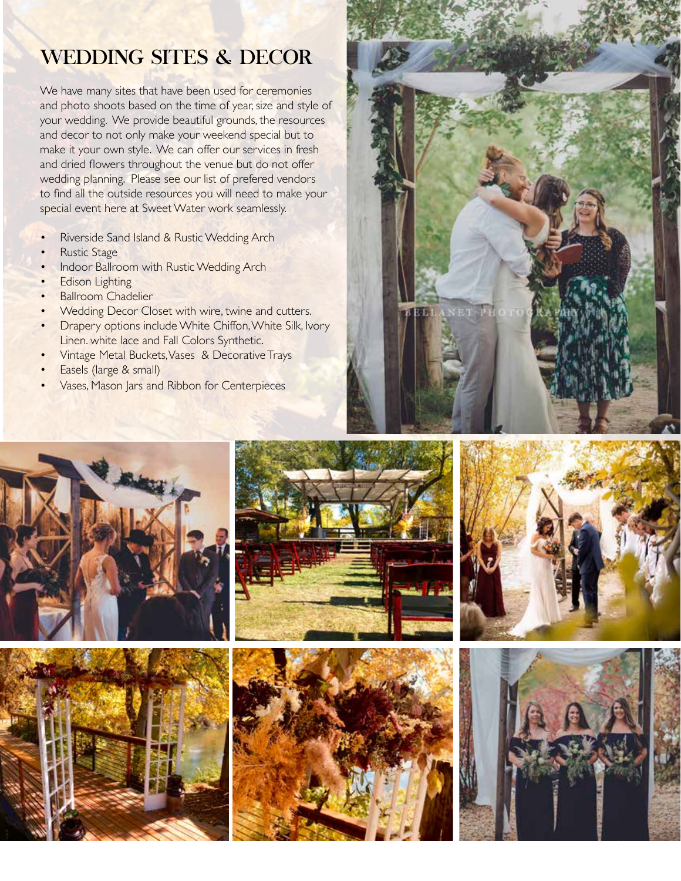# WEDDING SITES & DECOR

We have many sites that have been used for ceremonies and photo shoots based on the time of year, size and style of your wedding. We provide beautiful grounds, the resources and decor to not only make your weekend special but to make it your own style. We can offer our services in fresh and dried flowers throughout the venue but do not offer wedding planning. Please see our list of prefered vendors to find all the outside resources you will need to make your special event here at Sweet Water work seamlessly.

- Riverside Sand Island & Rustic Wedding Arch
- Rustic Stage
- Indoor Ballroom with Rustic Wedding Arch
- Edison Lighting
- Ballroom Chadelier
- Wedding Decor Closet with wire, twine and cutters.
- Drapery options include White Chiffon, White Silk, Ivory Linen. white lace and Fall Colors Synthetic.
- Vintage Metal Buckets, Vases & Decorative Trays
- Easels (large & small)
- Vases, Mason Jars and Ribbon for Centerpieces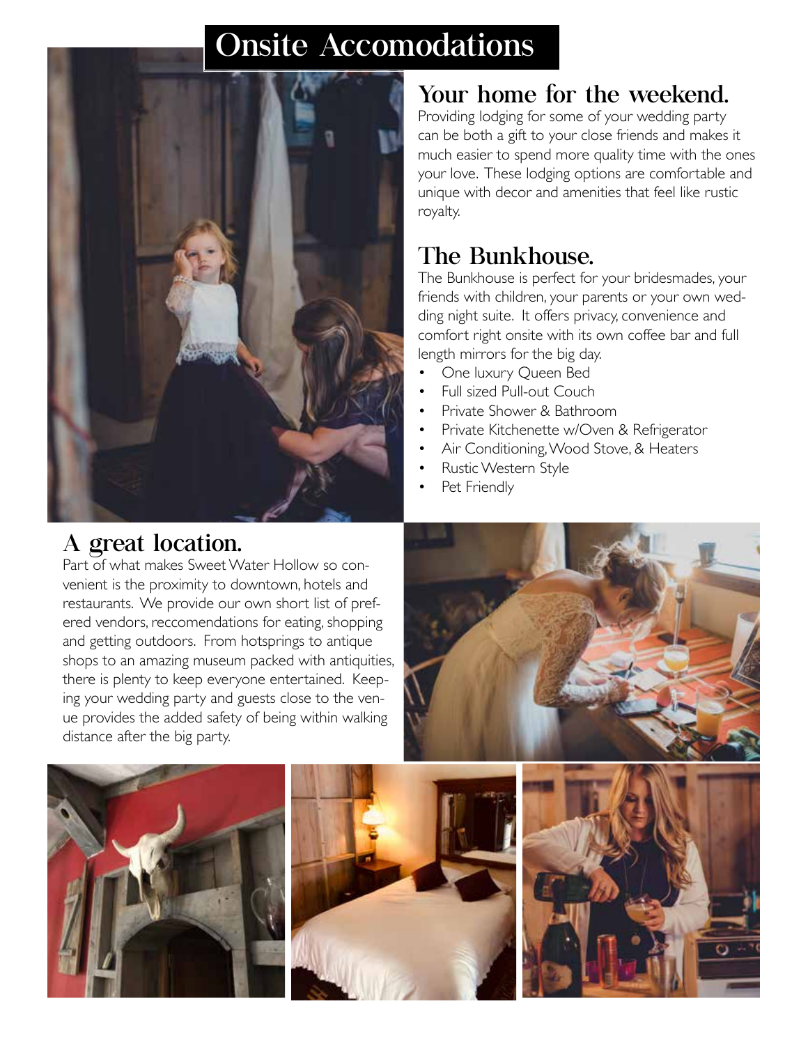# Onsite Accomodations

## Your home for the weekend.

Providing lodging for some of your wedding party can be both a gift to your close friends and makes it much easier to spend more quality time with the ones your love. These lodging options are comfortable and unique with decor and amenities that feel like rustic royalty.

## The Bunkhouse.

The Bunkhouse is perfect for your bridesmades, your friends with children, your parents or your own wedding night suite. It offers privacy, convenience and comfort right onsite with its own coffee bar and full length mirrors for the big day.

- One luxury Queen Bed
- Full sized Pull-out Couch
- Private Shower & Bathroom
- Private Kitchenette w/Oven & Refrigerator
- Air Conditioning, Wood Stove, & Heaters
- Rustic Western Style
- Pet Friendly

## A great location.

Part of what makes Sweet Water Hollow so convenient is the proximity to downtown, hotels and restaurants. We provide our own short list of prefered vendors, reccomendations for eating, shopping and getting outdoors. From hotsprings to antique shops to an amazing museum packed with antiquities, there is plenty to keep everyone entertained. Keeping your wedding party and guests close to the venue provides the added safety of being within walking distance after the big party.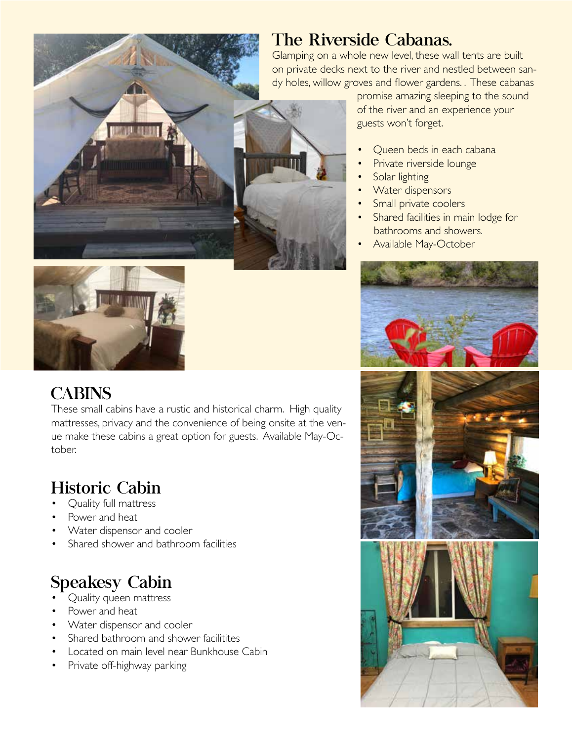## The Riverside Cabanas.

Glamping on a whole new level, these wall tents are built on private decks next to the river and nestled between sandy holes, willow groves and flower gardens. . These cabanas promise amazing sleeping to the sound of the river and an experience your guests won't forget.

- Queen beds in each cabana
- Private riverside lounge
- Solar lighting
- Water dispensors
- Small private coolers
- Shared facilities in main lodge for bathrooms and showers.
- Available May-October

## CABINS

These small cabins have a rustic and historical charm. High quality mattresses, privacy and the convenience of being onsite at the venue make these cabins a great option for guests. Available May-October.

## Historic Cabin

- Quality full mattress
- Power and heat
- Water dispensor and cooler
- Shared shower and bathroom facilities

## Speakesy Cabin

- Quality queen mattress
- Power and heat
- Water dispensor and cooler
- Shared bathroom and shower facilitites
- Located on main level near Bunkhouse Cabin
- Private off-highway parking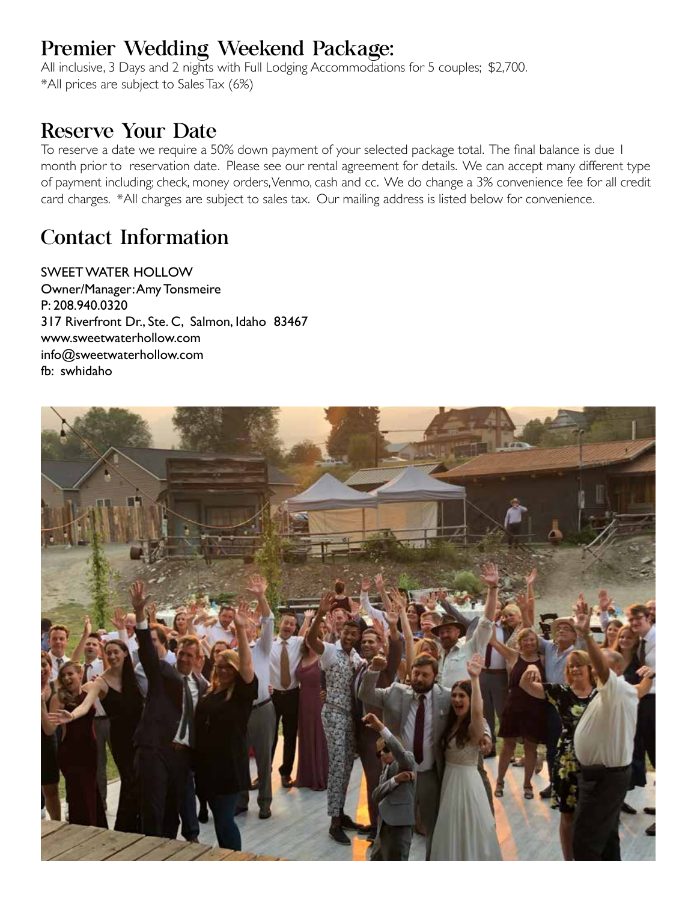## Premier Wedding Weekend Package:

All inclusive, 3 Days and 2 nights with Full Lodging Accommodations for 5 couples; $2,700.
*All prices are subject to Sales Tax (6%)

## Reserve Your Date

To reserve a date we require a 50% down payment of your selected package total. The final balance is due 1 month prior to reservation date. Please see our rental agreement for details. We can accept many different type of payment including; check, money orders, Venmo, cash and cc. We do change a 3% convenience fee for all credit card charges. *All charges are subject to sales tax. Our mailing address is listed below for convenience.

## Contact Information

SWEET WATER HOLLOW
Owner/Manager: Amy Tonsmeire
P: 208.940.0320
317 Riverfront Dr., Ste. C, Salmon, Idaho 83467
www.sweetwaterhollow.com
info@sweetwaterhollow.com
fb: swhidaho